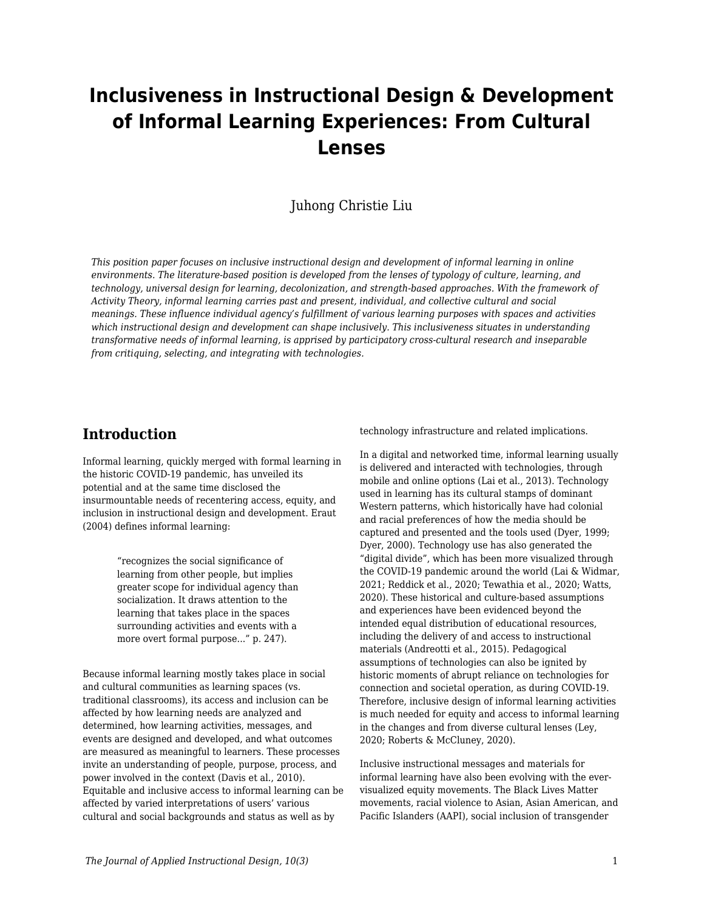# Inclusiveness in Instructional Design & Development of Informal Learning Experiences: From Cultural Lenses

Juhong Christie Liu

*This position paper focuses on inclusive instructional design and development of informal learning in online environments. The literature-based position is developed from the lenses of typology of culture, learning, and technology, universal design for learning, decolonization, and strength-based approaches. With the framework of Activity Theory, informal learning carries past and present, individual, and collective cultural and social meanings. These influence individual agency's fulfillment of various learning purposes with spaces and activities which instructional design and development can shape inclusively. This inclusiveness situates in understanding transformative needs of informal learning, is apprised by participatory cross-cultural research and inseparable from critiquing, selecting, and integrating with technologies.*

## Introduction

Informal learning, quickly merged with formal learning in the historic COVID-19 pandemic, has unveiled its potential and at the same time disclosed the insurmountable needs of recentering access, equity, and inclusion in instructional design and development. Eraut (2004) defines informal learning:

> "recognizes the social significance of learning from other people, but implies greater scope for individual agency than socialization. It draws attention to the learning that takes place in the spaces surrounding activities and events with a more overt formal purpose..." p. 247).

Because informal learning mostly takes place in social and cultural communities as learning spaces (vs. traditional classrooms), its access and inclusion can be affected by how learning needs are analyzed and determined, how learning activities, messages, and events are designed and developed, and what outcomes are measured as meaningful to learners. These processes invite an understanding of people, purpose, process, and power involved in the context (Davis et al., 2010). Equitable and inclusive access to informal learning can be affected by varied interpretations of users' various cultural and social backgrounds and status as well as by technology infrastructure and related implications.

In a digital and networked time, informal learning usually is delivered and interacted with technologies, through mobile and online options (Lai et al., 2013). Technology used in learning has its cultural stamps of dominant Western patterns, which historically have had colonial and racial preferences of how the media should be captured and presented and the tools used (Dyer, 1999; Dyer, 2000). Technology use has also generated the "digital divide", which has been more visualized through the COVID-19 pandemic around the world (Lai & Widmar, 2021; Reddick et al., 2020; Tewathia et al., 2020; Watts, 2020). These historical and culture-based assumptions and experiences have been evidenced beyond the intended equal distribution of educational resources, including the delivery of and access to instructional materials (Andreotti et al., 2015). Pedagogical assumptions of technologies can also be ignited by historic moments of abrupt reliance on technologies for connection and societal operation, as during COVID-19. Therefore, inclusive design of informal learning activities is much needed for equity and access to informal learning in the changes and from diverse cultural lenses (Ley, 2020; Roberts & McCluney, 2020).

Inclusive instructional messages and materials for informal learning have also been evolving with the ever-visualized equity movements. The Black Lives Matter movements, racial violence to Asian, Asian American, and Pacific Islanders (AAPI), social inclusion of transgender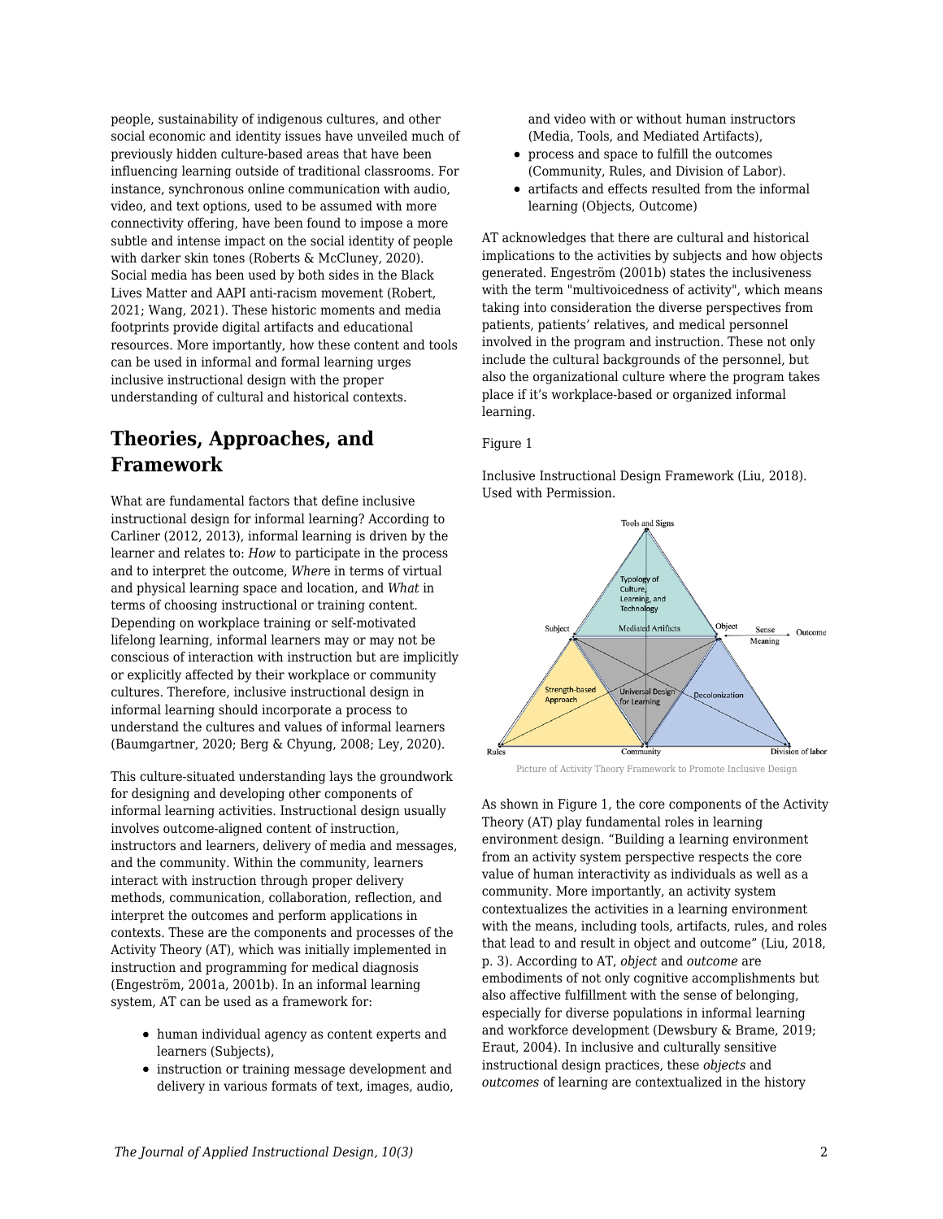people, sustainability of indigenous cultures, and other social economic and identity issues have unveiled much of previously hidden culture-based areas that have been influencing learning outside of traditional classrooms. For instance, synchronous online communication with audio, video, and text options, used to be assumed with more connectivity offering, have been found to impose a more subtle and intense impact on the social identity of people with darker skin tones (Roberts & McCluney, 2020). Social media has been used by both sides in the Black Lives Matter and AAPI anti-racism movement (Robert, 2021; Wang, 2021). These historic moments and media footprints provide digital artifacts and educational resources. More importantly, how these content and tools can be used in informal and formal learning urges inclusive instructional design with the proper understanding of cultural and historical contexts.

## Theories, Approaches, and Framework

What are fundamental factors that define inclusive instructional design for informal learning? According to Carliner (2012, 2013), informal learning is driven by the learner and relates to: *How* to participate in the process and to interpret the outcome, *Wher*e in terms of virtual and physical learning space and location, and *What* in terms of choosing instructional or training content. Depending on workplace training or self-motivated lifelong learning, informal learners may or may not be conscious of interaction with instruction but are implicitly or explicitly affected by their workplace or community cultures. Therefore, inclusive instructional design in informal learning should incorporate a process to understand the cultures and values of informal learners (Baumgartner, 2020; Berg & Chyung, 2008; Ley, 2020).

This culture-situated understanding lays the groundwork for designing and developing other components of informal learning activities. Instructional design usually involves outcome-aligned content of instruction, instructors and learners, delivery of media and messages, and the community. Within the community, learners interact with instruction through proper delivery methods, communication, collaboration, reflection, and interpret the outcomes and perform applications in contexts. These are the components and processes of the Activity Theory (AT), which was initially implemented in instruction and programming for medical diagnosis (Engeström, 2001a, 2001b). In an informal learning system, AT can be used as a framework for:

- human individual agency as content experts and learners (Subjects),
- instruction or training message development and delivery in various formats of text, images, audio, and video with or without human instructors (Media, Tools, and Mediated Artifacts),
- process and space to fulfill the outcomes (Community, Rules, and Division of Labor).
- artifacts and effects resulted from the informal learning (Objects, Outcome)

AT acknowledges that there are cultural and historical implications to the activities by subjects and how objects generated. Engeström (2001b) states the inclusiveness with the term "multivoicedness of activity", which means taking into consideration the diverse perspectives from patients, patients' relatives, and medical personnel involved in the program and instruction. These not only include the cultural backgrounds of the personnel, but also the organizational culture where the program takes place if it's workplace-based or organized informal learning.

Figure 1

Inclusive Instructional Design Framework (Liu, 2018). Used with Permission.

Picture of Activity Theory Framework to Promote Inclusive Design

As shown in Figure 1, the core components of the Activity Theory (AT) play fundamental roles in learning environment design. "Building a learning environment from an activity system perspective respects the core value of human interactivity as individuals as well as a community. More importantly, an activity system contextualizes the activities in a learning environment with the means, including tools, artifacts, rules, and roles that lead to and result in object and outcome" (Liu, 2018, p. 3). According to AT, *object* and *outcome* are embodiments of not only cognitive accomplishments but also affective fulfillment with the sense of belonging, especially for diverse populations in informal learning and workforce development (Dewsbury & Brame, 2019; Eraut, 2004). In inclusive and culturally sensitive instructional design practices, these *objects* and *outcomes* of learning are contextualized in the history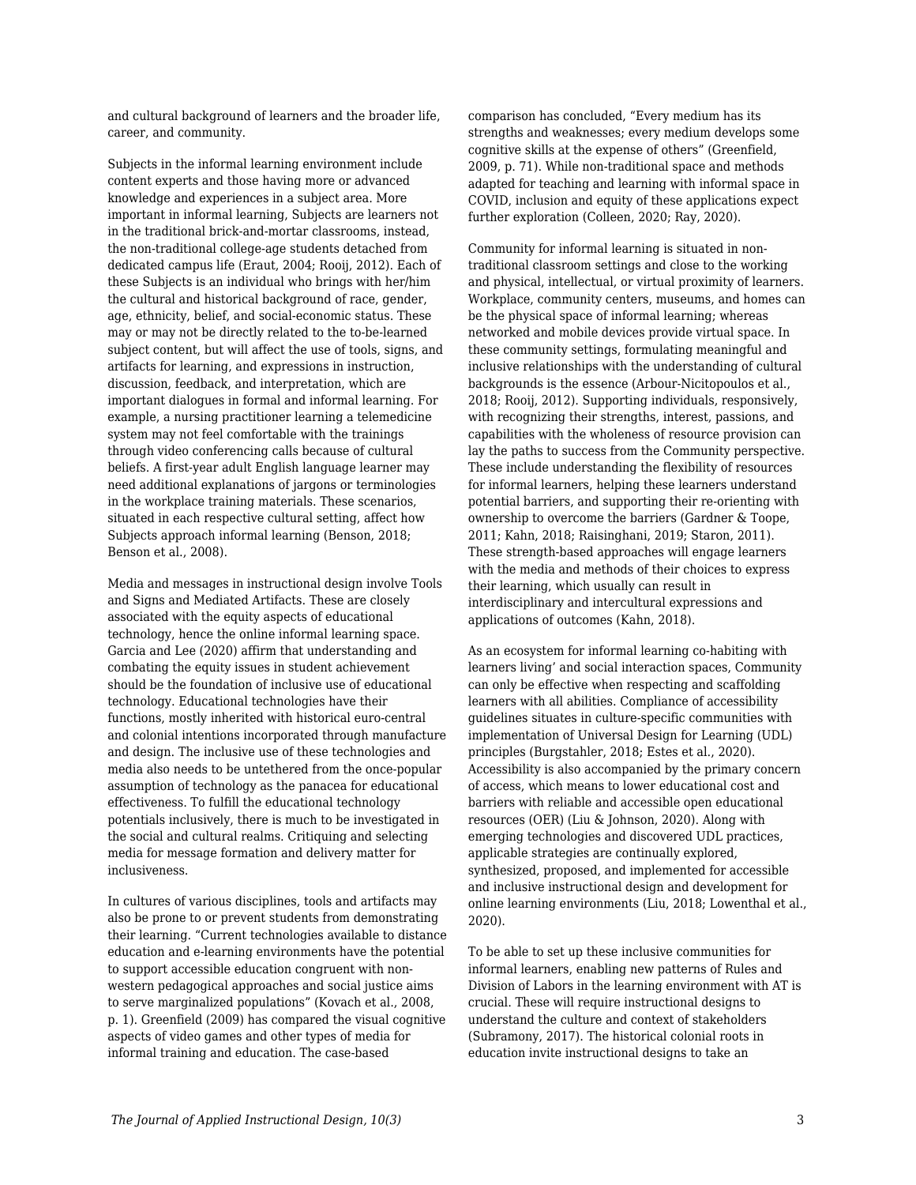and cultural background of learners and the broader life, career, and community.

Subjects in the informal learning environment include content experts and those having more or advanced knowledge and experiences in a subject area. More important in informal learning, Subjects are learners not in the traditional brick-and-mortar classrooms, instead, the non-traditional college-age students detached from dedicated campus life (Eraut, 2004; Rooij, 2012). Each of these Subjects is an individual who brings with her/him the cultural and historical background of race, gender, age, ethnicity, belief, and social-economic status. These may or may not be directly related to the to-be-learned subject content, but will affect the use of tools, signs, and artifacts for learning, and expressions in instruction, discussion, feedback, and interpretation, which are important dialogues in formal and informal learning. For example, a nursing practitioner learning a telemedicine system may not feel comfortable with the trainings through video conferencing calls because of cultural beliefs. A first-year adult English language learner may need additional explanations of jargons or terminologies in the workplace training materials. These scenarios, situated in each respective cultural setting, affect how Subjects approach informal learning (Benson, 2018; Benson et al., 2008).

Media and messages in instructional design involve Tools and Signs and Mediated Artifacts. These are closely associated with the equity aspects of educational technology, hence the online informal learning space. Garcia and Lee (2020) affirm that understanding and combating the equity issues in student achievement should be the foundation of inclusive use of educational technology. Educational technologies have their functions, mostly inherited with historical euro-central and colonial intentions incorporated through manufacture and design. The inclusive use of these technologies and media also needs to be untethered from the once-popular assumption of technology as the panacea for educational effectiveness. To fulfill the educational technology potentials inclusively, there is much to be investigated in the social and cultural realms. Critiquing and selecting media for message formation and delivery matter for inclusiveness.

In cultures of various disciplines, tools and artifacts may also be prone to or prevent students from demonstrating their learning. "Current technologies available to distance education and e-learning environments have the potential to support accessible education congruent with non-western pedagogical approaches and social justice aims to serve marginalized populations" (Kovach et al., 2008, p. 1). Greenfield (2009) has compared the visual cognitive aspects of video games and other types of media for informal training and education. The case-based comparison has concluded, "Every medium has its strengths and weaknesses; every medium develops some cognitive skills at the expense of others" (Greenfield, 2009, p. 71). While non-traditional space and methods adapted for teaching and learning with informal space in COVID, inclusion and equity of these applications expect further exploration (Colleen, 2020; Ray, 2020).

Community for informal learning is situated in non-traditional classroom settings and close to the working and physical, intellectual, or virtual proximity of learners. Workplace, community centers, museums, and homes can be the physical space of informal learning; whereas networked and mobile devices provide virtual space. In these community settings, formulating meaningful and inclusive relationships with the understanding of cultural backgrounds is the essence (Arbour-Nicitopoulos et al., 2018; Rooij, 2012). Supporting individuals, responsively, with recognizing their strengths, interest, passions, and capabilities with the wholeness of resource provision can lay the paths to success from the Community perspective. These include understanding the flexibility of resources for informal learners, helping these learners understand potential barriers, and supporting their re-orienting with ownership to overcome the barriers (Gardner & Toope, 2011; Kahn, 2018; Raisinghani, 2019; Staron, 2011). These strength-based approaches will engage learners with the media and methods of their choices to express their learning, which usually can result in interdisciplinary and intercultural expressions and applications of outcomes (Kahn, 2018).

As an ecosystem for informal learning co-habiting with learners living' and social interaction spaces, Community can only be effective when respecting and scaffolding learners with all abilities. Compliance of accessibility guidelines situates in culture-specific communities with implementation of Universal Design for Learning (UDL) principles (Burgstahler, 2018; Estes et al., 2020). Accessibility is also accompanied by the primary concern of access, which means to lower educational cost and barriers with reliable and accessible open educational resources (OER) (Liu & Johnson, 2020). Along with emerging technologies and discovered UDL practices, applicable strategies are continually explored, synthesized, proposed, and implemented for accessible and inclusive instructional design and development for online learning environments (Liu, 2018; Lowenthal et al., 2020).

To be able to set up these inclusive communities for informal learners, enabling new patterns of Rules and Division of Labors in the learning environment with AT is crucial. These will require instructional designs to understand the culture and context of stakeholders (Subramony, 2017). The historical colonial roots in education invite instructional designs to take an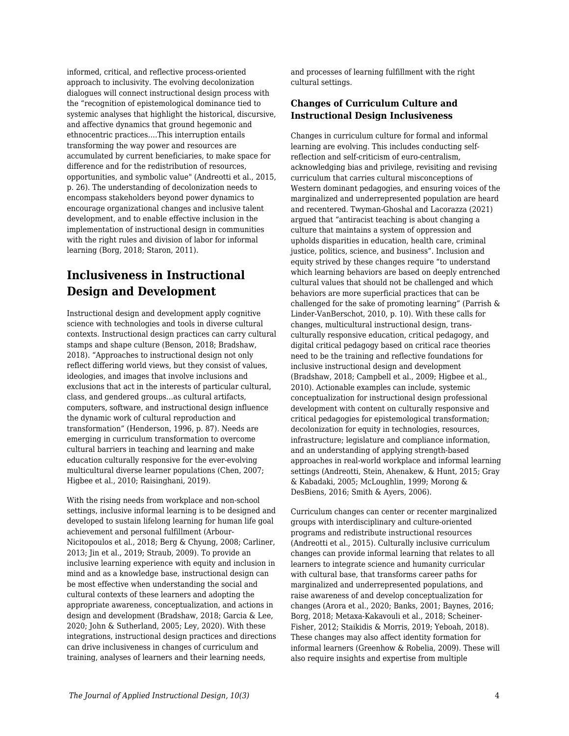informed, critical, and reflective process-oriented approach to inclusivity. The evolving decolonization dialogues will connect instructional design process with the "recognition of epistemological dominance tied to systemic analyses that highlight the historical, discursive, and affective dynamics that ground hegemonic and ethnocentric practices….This interruption entails transforming the way power and resources are accumulated by current beneficiaries, to make space for difference and for the redistribution of resources, opportunities, and symbolic value" (Andreotti et al., 2015, p. 26). The understanding of decolonization needs to encompass stakeholders beyond power dynamics to encourage organizational changes and inclusive talent development, and to enable effective inclusion in the implementation of instructional design in communities with the right rules and division of labor for informal learning (Borg, 2018; Staron, 2011).

## Inclusiveness in Instructional Design and Development

Instructional design and development apply cognitive science with technologies and tools in diverse cultural contexts. Instructional design practices can carry cultural stamps and shape culture (Benson, 2018; Bradshaw, 2018). "Approaches to instructional design not only reflect differing world views, but they consist of values, ideologies, and images that involve inclusions and exclusions that act in the interests of particular cultural, class, and gendered groups…as cultural artifacts, computers, software, and instructional design influence the dynamic work of cultural reproduction and transformation" (Henderson, 1996, p. 87). Needs are emerging in curriculum transformation to overcome cultural barriers in teaching and learning and make education culturally responsive for the ever-evolving multicultural diverse learner populations (Chen, 2007; Higbee et al., 2010; Raisinghani, 2019).

With the rising needs from workplace and non-school settings, inclusive informal learning is to be designed and developed to sustain lifelong learning for human life goal achievement and personal fulfillment (Arbour-Nicitopoulos et al., 2018; Berg & Chyung, 2008; Carliner, 2013; Jin et al., 2019; Straub, 2009). To provide an inclusive learning experience with equity and inclusion in mind and as a knowledge base, instructional design can be most effective when understanding the social and cultural contexts of these learners and adopting the appropriate awareness, conceptualization, and actions in design and development (Bradshaw, 2018; Garcia & Lee, 2020; John & Sutherland, 2005; Ley, 2020). With these integrations, instructional design practices and directions can drive inclusiveness in changes of curriculum and training, analyses of learners and their learning needs, and processes of learning fulfillment with the right cultural settings.

### Changes of Curriculum Culture and Instructional Design Inclusiveness

Changes in curriculum culture for formal and informal learning are evolving. This includes conducting self-reflection and self-criticism of euro-centralism, acknowledging bias and privilege, revisiting and revising curriculum that carries cultural misconceptions of Western dominant pedagogies, and ensuring voices of the marginalized and underrepresented population are heard and recentered. Twyman-Ghoshal and Lacorazza (2021) argued that "antiracist teaching is about changing a culture that maintains a system of oppression and upholds disparities in education, health care, criminal justice, politics, science, and business". Inclusion and equity strived by these changes require "to understand which learning behaviors are based on deeply entrenched cultural values that should not be challenged and which behaviors are more superficial practices that can be challenged for the sake of promoting learning" (Parrish & Linder-VanBerschot, 2010, p. 10). With these calls for changes, multicultural instructional design, trans-culturally responsive education, critical pedagogy, and digital critical pedagogy based on critical race theories need to be the training and reflective foundations for inclusive instructional design and development (Bradshaw, 2018; Campbell et al., 2009; Higbee et al., 2010). Actionable examples can include, systemic conceptualization for instructional design professional development with content on culturally responsive and critical pedagogies for epistemological transformation; decolonization for equity in technologies, resources, infrastructure; legislature and compliance information, and an understanding of applying strength-based approaches in real-world workplace and informal learning settings (Andreotti, Stein, Ahenakew, & Hunt, 2015; Gray & Kabadaki, 2005; McLoughlin, 1999; Morong & DesBiens, 2016; Smith & Ayers, 2006).

Curriculum changes can center or recenter marginalized groups with interdisciplinary and culture-oriented programs and redistribute instructional resources (Andreotti et al., 2015). Culturally inclusive curriculum changes can provide informal learning that relates to all learners to integrate science and humanity curricular with cultural base, that transforms career paths for marginalized and underrepresented populations, and raise awareness of and develop conceptualization for changes (Arora et al., 2020; Banks, 2001; Baynes, 2016; Borg, 2018; Metaxa-Kakavouli et al., 2018; Scheiner-Fisher, 2012; Staikidis & Morris, 2019; Yeboah, 2018). These changes may also affect identity formation for informal learners (Greenhow & Robelia, 2009). These will also require insights and expertise from multiple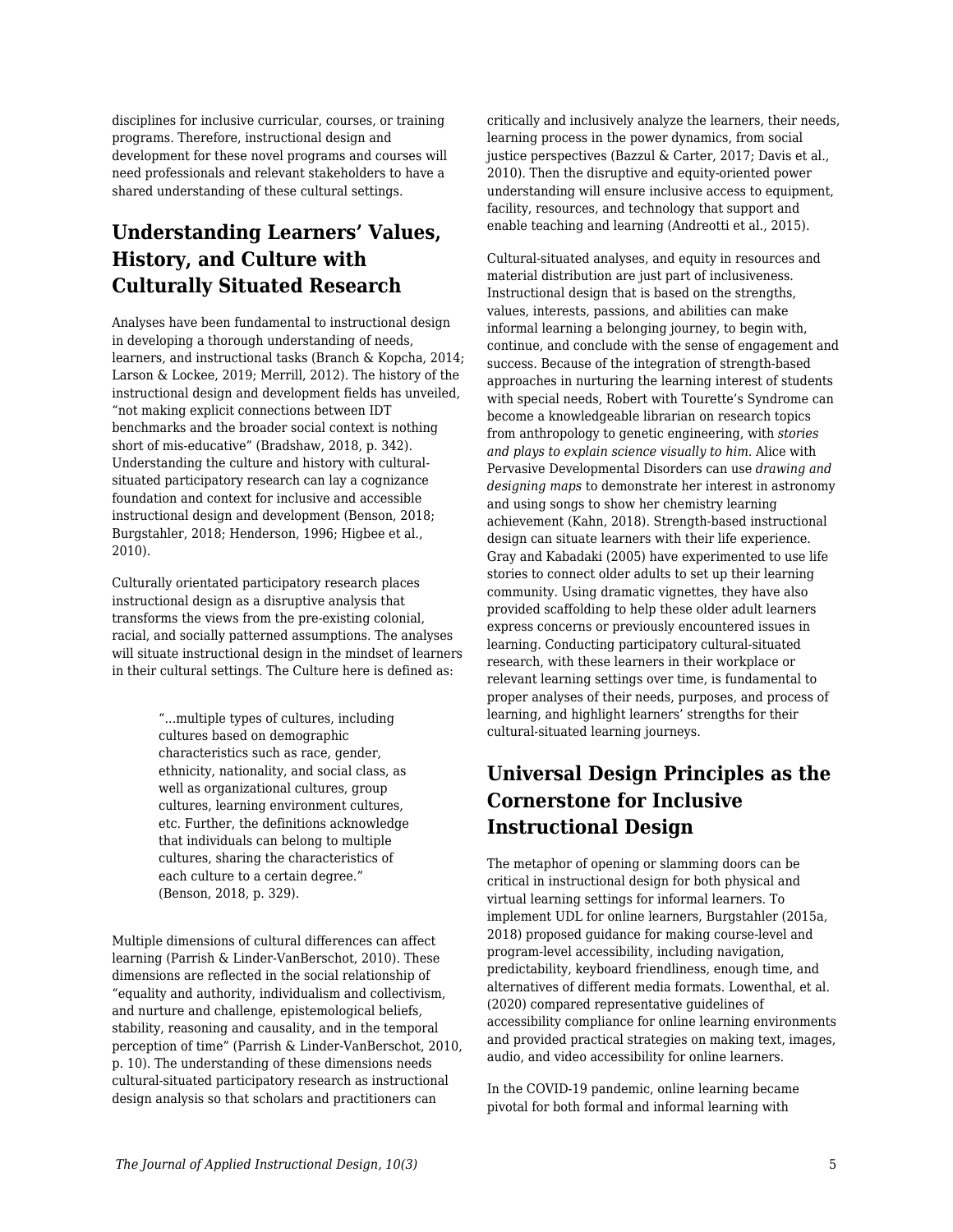disciplines for inclusive curricular, courses, or training programs. Therefore, instructional design and development for these novel programs and courses will need professionals and relevant stakeholders to have a shared understanding of these cultural settings.

## Understanding Learners' Values, History, and Culture with Culturally Situated Research

Analyses have been fundamental to instructional design in developing a thorough understanding of needs, learners, and instructional tasks (Branch & Kopcha, 2014; Larson & Lockee, 2019; Merrill, 2012). The history of the instructional design and development fields has unveiled, "not making explicit connections between IDT benchmarks and the broader social context is nothing short of mis-educative" (Bradshaw, 2018, p. 342). Understanding the culture and history with cultural-situated participatory research can lay a cognizance foundation and context for inclusive and accessible instructional design and development (Benson, 2018; Burgstahler, 2018; Henderson, 1996; Higbee et al., 2010).

Culturally orientated participatory research places instructional design as a disruptive analysis that transforms the views from the pre-existing colonial, racial, and socially patterned assumptions. The analyses will situate instructional design in the mindset of learners in their cultural settings. The Culture here is defined as:

> "...multiple types of cultures, including cultures based on demographic characteristics such as race, gender, ethnicity, nationality, and social class, as well as organizational cultures, group cultures, learning environment cultures, etc. Further, the definitions acknowledge that individuals can belong to multiple cultures, sharing the characteristics of each culture to a certain degree." (Benson, 2018, p. 329).

Multiple dimensions of cultural differences can affect learning (Parrish & Linder-VanBerschot, 2010). These dimensions are reflected in the social relationship of "equality and authority, individualism and collectivism, and nurture and challenge, epistemological beliefs, stability, reasoning and causality, and in the temporal perception of time" (Parrish & Linder-VanBerschot, 2010, p. 10). The understanding of these dimensions needs cultural-situated participatory research as instructional design analysis so that scholars and practitioners can critically and inclusively analyze the learners, their needs, learning process in the power dynamics, from social justice perspectives (Bazzul & Carter, 2017; Davis et al., 2010). Then the disruptive and equity-oriented power understanding will ensure inclusive access to equipment, facility, resources, and technology that support and enable teaching and learning (Andreotti et al., 2015).

Cultural-situated analyses, and equity in resources and material distribution are just part of inclusiveness. Instructional design that is based on the strengths, values, interests, passions, and abilities can make informal learning a belonging journey, to begin with, continue, and conclude with the sense of engagement and success. Because of the integration of strength-based approaches in nurturing the learning interest of students with special needs, Robert with Tourette's Syndrome can become a knowledgeable librarian on research topics from anthropology to genetic engineering, with *stories and plays to explain science visually to him*. Alice with Pervasive Developmental Disorders can use *drawing and designing maps* to demonstrate her interest in astronomy and using songs to show her chemistry learning achievement (Kahn, 2018). Strength-based instructional design can situate learners with their life experience. Gray and Kabadaki (2005) have experimented to use life stories to connect older adults to set up their learning community. Using dramatic vignettes, they have also provided scaffolding to help these older adult learners express concerns or previously encountered issues in learning. Conducting participatory cultural-situated research, with these learners in their workplace or relevant learning settings over time, is fundamental to proper analyses of their needs, purposes, and process of learning, and highlight learners' strengths for their cultural-situated learning journeys.

## Universal Design Principles as the Cornerstone for Inclusive Instructional Design

The metaphor of opening or slamming doors can be critical in instructional design for both physical and virtual learning settings for informal learners. To implement UDL for online learners, Burgstahler (2015a, 2018) proposed guidance for making course-level and program-level accessibility, including navigation, predictability, keyboard friendliness, enough time, and alternatives of different media formats. Lowenthal, et al. (2020) compared representative guidelines of accessibility compliance for online learning environments and provided practical strategies on making text, images, audio, and video accessibility for online learners.

In the COVID-19 pandemic, online learning became pivotal for both formal and informal learning with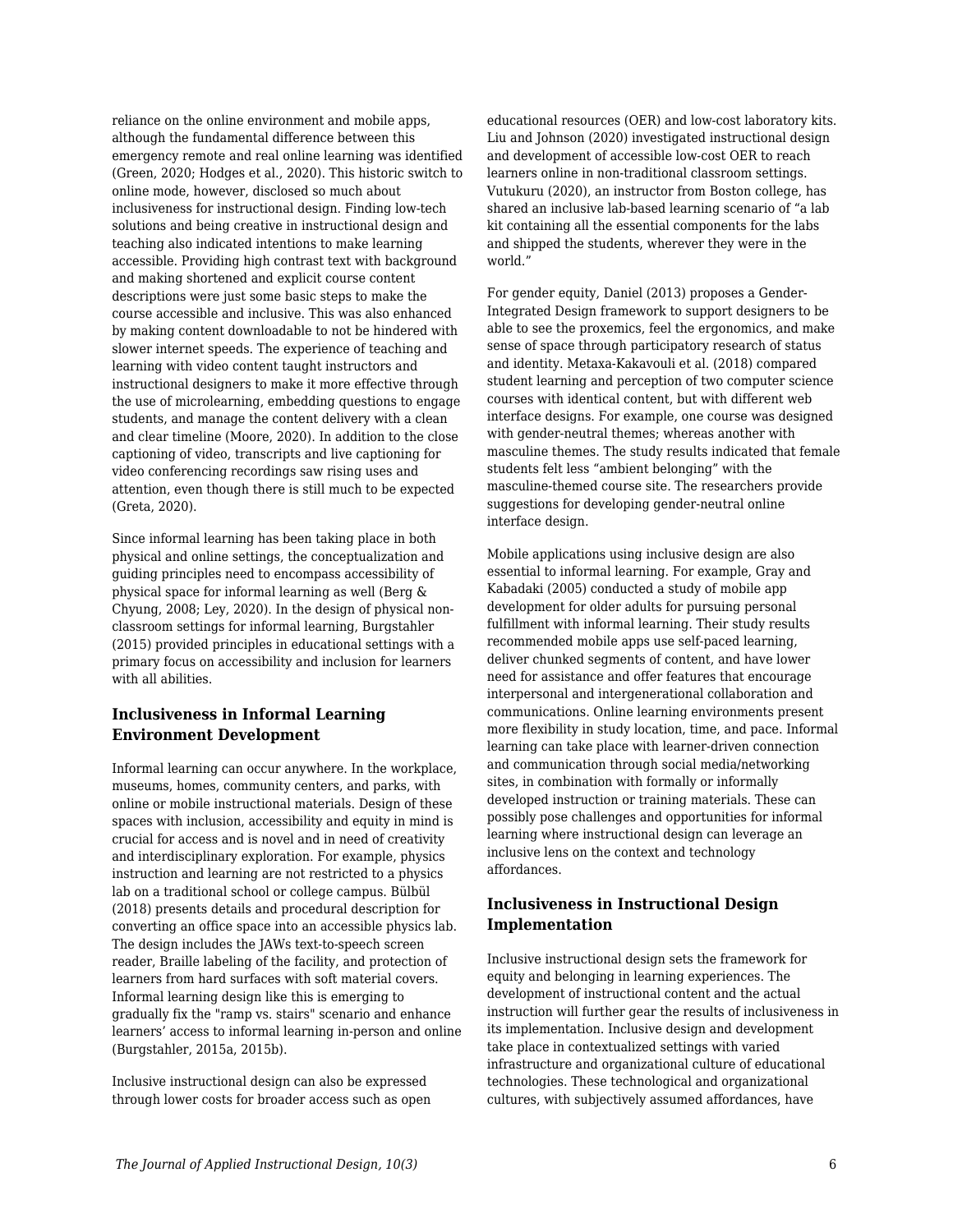reliance on the online environment and mobile apps, although the fundamental difference between this emergency remote and real online learning was identified (Green, 2020; Hodges et al., 2020). This historic switch to online mode, however, disclosed so much about inclusiveness for instructional design. Finding low-tech solutions and being creative in instructional design and teaching also indicated intentions to make learning accessible. Providing high contrast text with background and making shortened and explicit course content descriptions were just some basic steps to make the course accessible and inclusive. This was also enhanced by making content downloadable to not be hindered with slower internet speeds. The experience of teaching and learning with video content taught instructors and instructional designers to make it more effective through the use of microlearning, embedding questions to engage students, and manage the content delivery with a clean and clear timeline (Moore, 2020). In addition to the close captioning of video, transcripts and live captioning for video conferencing recordings saw rising uses and attention, even though there is still much to be expected (Greta, 2020).

Since informal learning has been taking place in both physical and online settings, the conceptualization and guiding principles need to encompass accessibility of physical space for informal learning as well (Berg & Chyung, 2008; Ley, 2020). In the design of physical non-classroom settings for informal learning, Burgstahler (2015) provided principles in educational settings with a primary focus on accessibility and inclusion for learners with all abilities.

### Inclusiveness in Informal Learning Environment Development

Informal learning can occur anywhere. In the workplace, museums, homes, community centers, and parks, with online or mobile instructional materials. Design of these spaces with inclusion, accessibility and equity in mind is crucial for access and is novel and in need of creativity and interdisciplinary exploration. For example, physics instruction and learning are not restricted to a physics lab on a traditional school or college campus. Bülbül (2018) presents details and procedural description for converting an office space into an accessible physics lab. The design includes the JAWs text-to-speech screen reader, Braille labeling of the facility, and protection of learners from hard surfaces with soft material covers. Informal learning design like this is emerging to gradually fix the "ramp vs. stairs" scenario and enhance learners' access to informal learning in-person and online (Burgstahler, 2015a, 2015b).

Inclusive instructional design can also be expressed through lower costs for broader access such as open educational resources (OER) and low-cost laboratory kits. Liu and Johnson (2020) investigated instructional design and development of accessible low-cost OER to reach learners online in non-traditional classroom settings. Vutukuru (2020), an instructor from Boston college, has shared an inclusive lab-based learning scenario of "a lab kit containing all the essential components for the labs and shipped the students, wherever they were in the world."

For gender equity, Daniel (2013) proposes a Gender-Integrated Design framework to support designers to be able to see the proxemics, feel the ergonomics, and make sense of space through participatory research of status and identity. Metaxa-Kakavouli et al. (2018) compared student learning and perception of two computer science courses with identical content, but with different web interface designs. For example, one course was designed with gender-neutral themes; whereas another with masculine themes. The study results indicated that female students felt less "ambient belonging" with the masculine-themed course site. The researchers provide suggestions for developing gender-neutral online interface design.

Mobile applications using inclusive design are also essential to informal learning. For example, Gray and Kabadaki (2005) conducted a study of mobile app development for older adults for pursuing personal fulfillment with informal learning. Their study results recommended mobile apps use self-paced learning, deliver chunked segments of content, and have lower need for assistance and offer features that encourage interpersonal and intergenerational collaboration and communications. Online learning environments present more flexibility in study location, time, and pace. Informal learning can take place with learner-driven connection and communication through social media/networking sites, in combination with formally or informally developed instruction or training materials. These can possibly pose challenges and opportunities for informal learning where instructional design can leverage an inclusive lens on the context and technology affordances.

### Inclusiveness in Instructional Design Implementation

Inclusive instructional design sets the framework for equity and belonging in learning experiences. The development of instructional content and the actual instruction will further gear the results of inclusiveness in its implementation. Inclusive design and development take place in contextualized settings with varied infrastructure and organizational culture of educational technologies. These technological and organizational cultures, with subjectively assumed affordances, have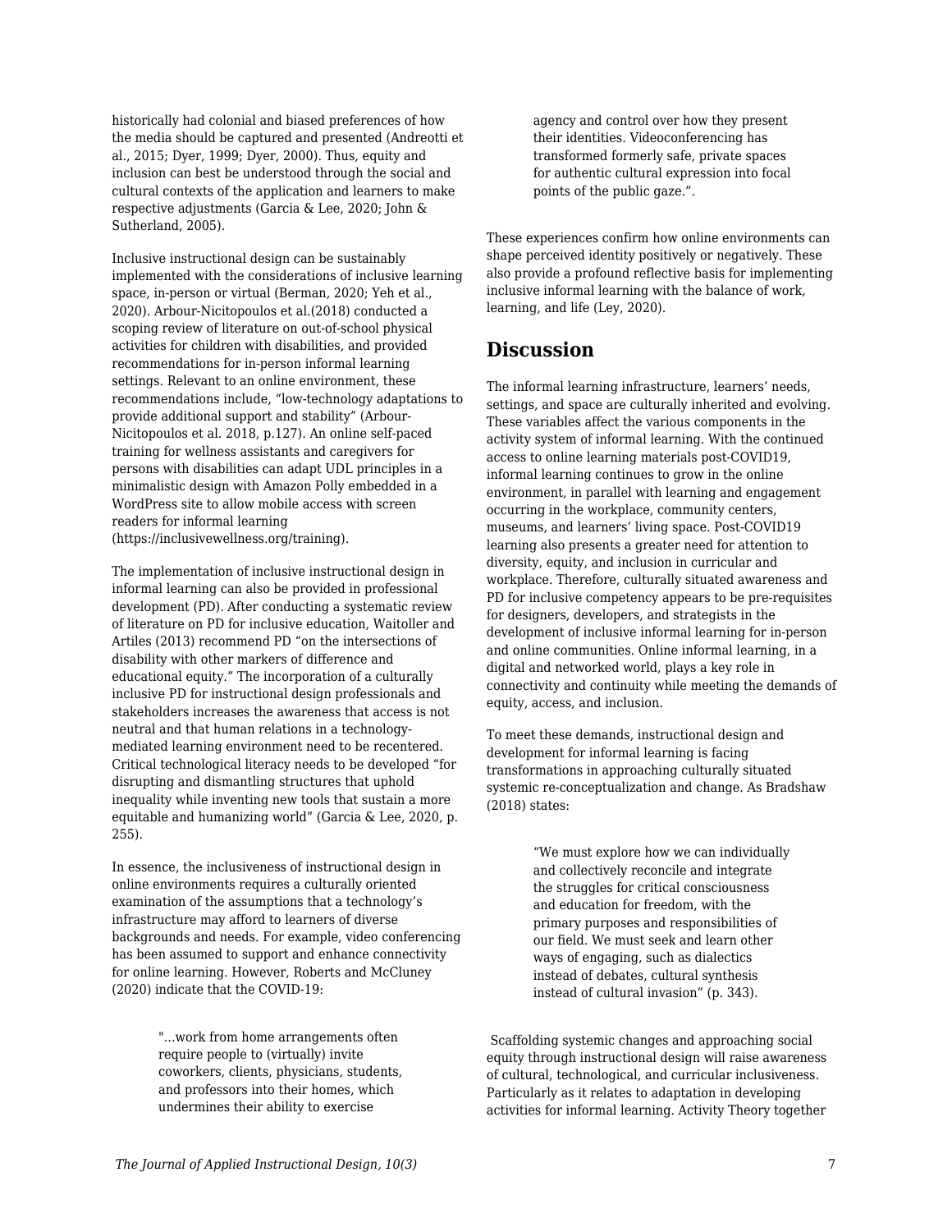historically had colonial and biased preferences of how the media should be captured and presented (Andreotti et al., 2015; Dyer, 1999; Dyer, 2000). Thus, equity and inclusion can best be understood through the social and cultural contexts of the application and learners to make respective adjustments (Garcia & Lee, 2020; John & Sutherland, 2005).

Inclusive instructional design can be sustainably implemented with the considerations of inclusive learning space, in-person or virtual (Berman, 2020; Yeh et al., 2020). Arbour-Nicitopoulos et al.(2018) conducted a scoping review of literature on out-of-school physical activities for children with disabilities, and provided recommendations for in-person informal learning settings. Relevant to an online environment, these recommendations include, "low-technology adaptations to provide additional support and stability" (Arbour-Nicitopoulos et al. 2018, p.127). An online self-paced training for wellness assistants and caregivers for persons with disabilities can adapt UDL principles in a minimalistic design with Amazon Polly embedded in a WordPress site to allow mobile access with screen readers for informal learning (https://inclusivewellness.org/training).

The implementation of inclusive instructional design in informal learning can also be provided in professional development (PD). After conducting a systematic review of literature on PD for inclusive education, Waitoller and Artiles (2013) recommend PD "on the intersections of disability with other markers of difference and educational equity." The incorporation of a culturally inclusive PD for instructional design professionals and stakeholders increases the awareness that access is not neutral and that human relations in a technology-mediated learning environment need to be recentered. Critical technological literacy needs to be developed "for disrupting and dismantling structures that uphold inequality while inventing new tools that sustain a more equitable and humanizing world" (Garcia & Lee, 2020, p. 255).

In essence, the inclusiveness of instructional design in online environments requires a culturally oriented examination of the assumptions that a technology's infrastructure may afford to learners of diverse backgrounds and needs. For example, video conferencing has been assumed to support and enhance connectivity for online learning. However, Roberts and McCluney (2020) indicate that the COVID-19:

> "...work from home arrangements often require people to (virtually) invite coworkers, clients, physicians, students, and professors into their homes, which undermines their ability to exercise agency and control over how they present their identities. Videoconferencing has transformed formerly safe, private spaces for authentic cultural expression into focal points of the public gaze.".

These experiences confirm how online environments can shape perceived identity positively or negatively. These also provide a profound reflective basis for implementing inclusive informal learning with the balance of work, learning, and life (Ley, 2020).

## Discussion

The informal learning infrastructure, learners' needs, settings, and space are culturally inherited and evolving. These variables affect the various components in the activity system of informal learning. With the continued access to online learning materials post-COVID19, informal learning continues to grow in the online environment, in parallel with learning and engagement occurring in the workplace, community centers, museums, and learners' living space. Post-COVID19 learning also presents a greater need for attention to diversity, equity, and inclusion in curricular and workplace. Therefore, culturally situated awareness and PD for inclusive competency appears to be pre-requisites for designers, developers, and strategists in the development of inclusive informal learning for in-person and online communities. Online informal learning, in a digital and networked world, plays a key role in connectivity and continuity while meeting the demands of equity, access, and inclusion.

To meet these demands, instructional design and development for informal learning is facing transformations in approaching culturally situated systemic re-conceptualization and change. As Bradshaw (2018) states:

> "We must explore how we can individually and collectively reconcile and integrate the struggles for critical consciousness and education for freedom, with the primary purposes and responsibilities of our field. We must seek and learn other ways of engaging, such as dialectics instead of debates, cultural synthesis instead of cultural invasion" (p. 343).

Scaffolding systemic changes and approaching social equity through instructional design will raise awareness of cultural, technological, and curricular inclusiveness. Particularly as it relates to adaptation in developing activities for informal learning. Activity Theory together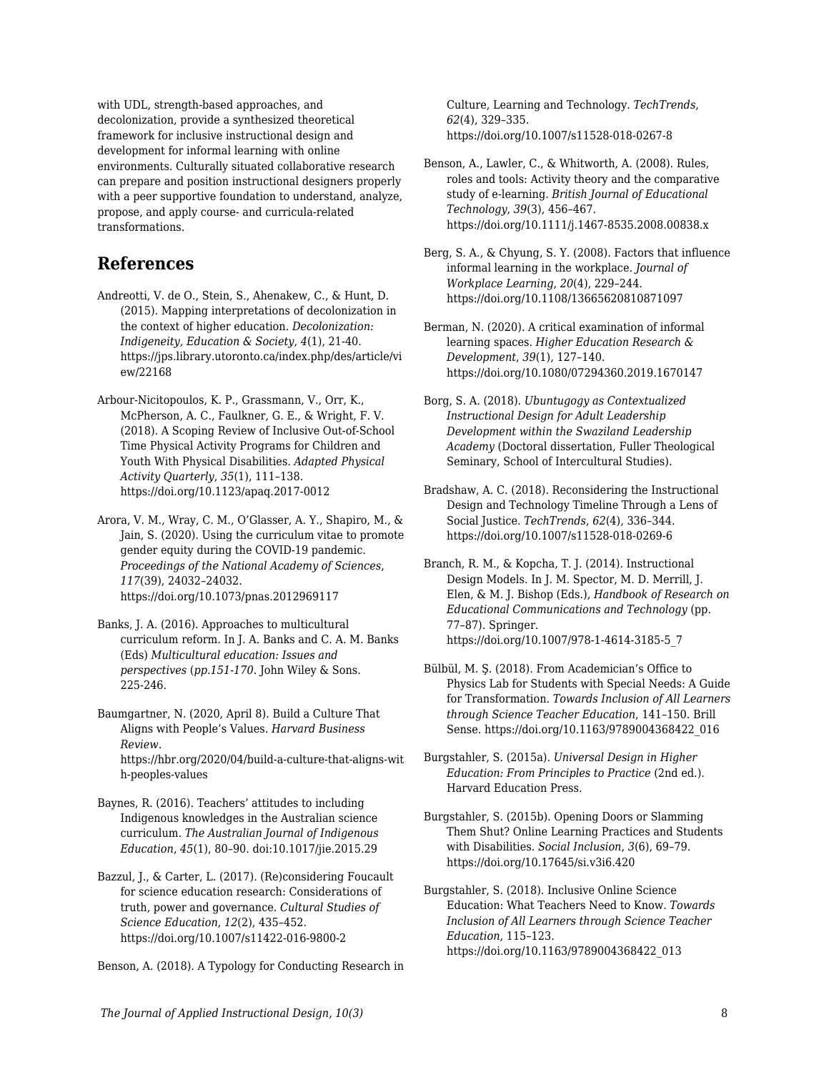with UDL, strength-based approaches, and decolonization, provide a synthesized theoretical framework for inclusive instructional design and development for informal learning with online environments. Culturally situated collaborative research can prepare and position instructional designers properly with a peer supportive foundation to understand, analyze, propose, and apply course- and curricula-related transformations.

## References

Andreotti, V. de O., Stein, S., Ahenakew, C., & Hunt, D. (2015). Mapping interpretations of decolonization in the context of higher education. *Decolonization: Indigeneity, Education & Society*, *4*(1), 21-40. https://jps.library.utoronto.ca/index.php/des/article/view/22168

Arbour-Nicitopoulos, K. P., Grassmann, V., Orr, K., McPherson, A. C., Faulkner, G. E., & Wright, F. V. (2018). A Scoping Review of Inclusive Out-of-School Time Physical Activity Programs for Children and Youth With Physical Disabilities. *Adapted Physical Activity Quarterly*, *35*(1), 111–138. https://doi.org/10.1123/apaq.2017-0012

Arora, V. M., Wray, C. M., O'Glasser, A. Y., Shapiro, M., & Jain, S. (2020). Using the curriculum vitae to promote gender equity during the COVID-19 pandemic. *Proceedings of the National Academy of Sciences*, *117*(39), 24032–24032. https://doi.org/10.1073/pnas.2012969117

Banks, J. A. (2016). Approaches to multicultural curriculum reform. In J. A. Banks and C. A. M. Banks (Eds) *Multicultural education: Issues and perspectives* (*pp.151-170*. John Wiley & Sons. 225-246.

Baumgartner, N. (2020, April 8). Build a Culture That Aligns with People's Values. *Harvard Business Review*. https://hbr.org/2020/04/build-a-culture-that-aligns-with-peoples-values

Baynes, R. (2016). Teachers' attitudes to including Indigenous knowledges in the Australian science curriculum. *The Australian Journal of Indigenous Education*, *45*(1), 80–90. doi:10.1017/jie.2015.29

Bazzul, J., & Carter, L. (2017). (Re)considering Foucault for science education research: Considerations of truth, power and governance. *Cultural Studies of Science Education*, *12*(2), 435–452. https://doi.org/10.1007/s11422-016-9800-2

Benson, A. (2018). A Typology for Conducting Research in Culture, Learning and Technology. *TechTrends*, *62*(4), 329–335. https://doi.org/10.1007/s11528-018-0267-8

Benson, A., Lawler, C., & Whitworth, A. (2008). Rules, roles and tools: Activity theory and the comparative study of e-learning. *British Journal of Educational Technology*, *39*(3), 456–467. https://doi.org/10.1111/j.1467-8535.2008.00838.x

Berg, S. A., & Chyung, S. Y. (2008). Factors that influence informal learning in the workplace. *Journal of Workplace Learning*, *20*(4), 229–244. https://doi.org/10.1108/13665620810871097

Berman, N. (2020). A critical examination of informal learning spaces. *Higher Education Research & Development*, *39*(1), 127–140. https://doi.org/10.1080/07294360.2019.1670147

Borg, S. A. (2018). *Ubuntugogy as Contextualized Instructional Design for Adult Leadership Development within the Swaziland Leadership Academy* (Doctoral dissertation, Fuller Theological Seminary, School of Intercultural Studies).

Bradshaw, A. C. (2018). Reconsidering the Instructional Design and Technology Timeline Through a Lens of Social Justice. *TechTrends*, *62*(4), 336–344. https://doi.org/10.1007/s11528-018-0269-6

Branch, R. M., & Kopcha, T. J. (2014). Instructional Design Models. In J. M. Spector, M. D. Merrill, J. Elen, & M. J. Bishop (Eds.), *Handbook of Research on Educational Communications and Technology* (pp. 77–87). Springer. https://doi.org/10.1007/978-1-4614-3185-5_7

Bülbül, M. Ş. (2018). From Academician's Office to Physics Lab for Students with Special Needs: A Guide for Transformation. *Towards Inclusion of All Learners through Science Teacher Education*, 141–150. Brill Sense. https://doi.org/10.1163/9789004368422_016

Burgstahler, S. (2015a). *Universal Design in Higher Education: From Principles to Practice* (2nd ed.). Harvard Education Press.

Burgstahler, S. (2015b). Opening Doors or Slamming Them Shut? Online Learning Practices and Students with Disabilities. *Social Inclusion*, *3*(6), 69–79. https://doi.org/10.17645/si.v3i6.420

Burgstahler, S. (2018). Inclusive Online Science Education: What Teachers Need to Know. *Towards Inclusion of All Learners through Science Teacher Education*, 115–123. https://doi.org/10.1163/9789004368422_013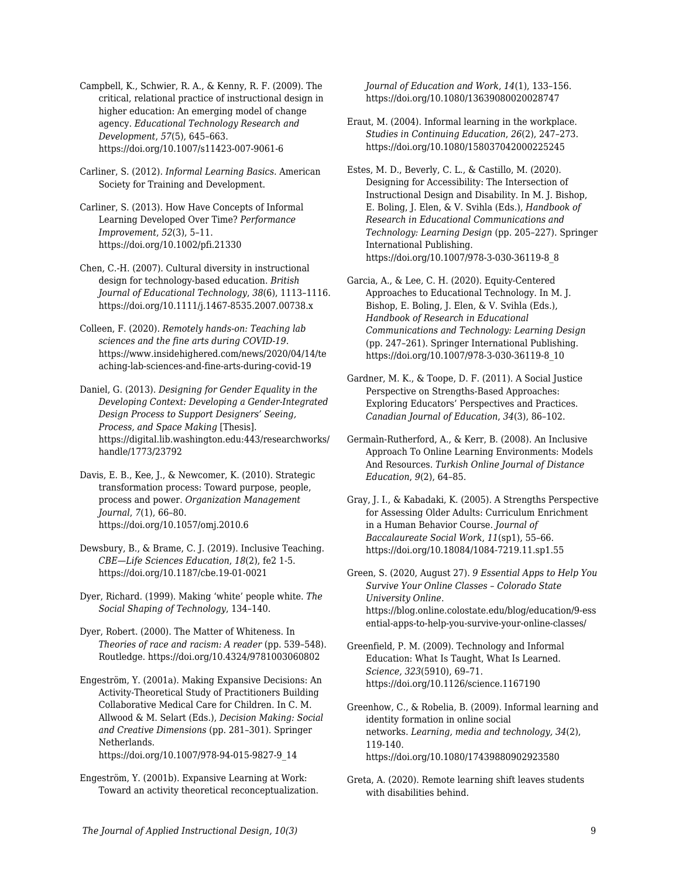Campbell, K., Schwier, R. A., & Kenny, R. F. (2009). The critical, relational practice of instructional design in higher education: An emerging model of change agency. *Educational Technology Research and Development*, *57*(5), 645–663. https://doi.org/10.1007/s11423-007-9061-6

Carliner, S. (2012). *Informal Learning Basics*. American Society for Training and Development.

Carliner, S. (2013). How Have Concepts of Informal Learning Developed Over Time? *Performance Improvement*, *52*(3), 5–11. https://doi.org/10.1002/pfi.21330

Chen, C.-H. (2007). Cultural diversity in instructional design for technology-based education. *British Journal of Educational Technology*, *38*(6), 1113–1116. https://doi.org/10.1111/j.1467-8535.2007.00738.x

Colleen, F. (2020). *Remotely hands-on: Teaching lab sciences and the fine arts during COVID-19*. https://www.insidehighered.com/news/2020/04/14/teaching-lab-sciences-and-fine-arts-during-covid-19

Daniel, G. (2013). *Designing for Gender Equality in the Developing Context: Developing a Gender-Integrated Design Process to Support Designers' Seeing, Process, and Space Making* [Thesis]. https://digital.lib.washington.edu:443/researchworks/handle/1773/23792

Davis, E. B., Kee, J., & Newcomer, K. (2010). Strategic transformation process: Toward purpose, people, process and power. *Organization Management Journal*, *7*(1), 66–80. https://doi.org/10.1057/omj.2010.6

Dewsbury, B., & Brame, C. J. (2019). Inclusive Teaching. *CBE—Life Sciences Education*, *18*(2), fe2 1-5. https://doi.org/10.1187/cbe.19-01-0021

Dyer, Richard. (1999). Making 'white' people white. *The Social Shaping of Technology*, 134–140.

Dyer, Robert. (2000). The Matter of Whiteness. In *Theories of race and racism: A reader* (pp. 539–548). Routledge. https://doi.org/10.4324/9781003060802

Engeström, Y. (2001a). Making Expansive Decisions: An Activity-Theoretical Study of Practitioners Building Collaborative Medical Care for Children. In C. M. Allwood & M. Selart (Eds.), *Decision Making: Social and Creative Dimensions* (pp. 281–301). Springer Netherlands. https://doi.org/10.1007/978-94-015-9827-9_14

Engeström, Y. (2001b). Expansive Learning at Work: Toward an activity theoretical reconceptualization. *Journal of Education and Work*, *14*(1), 133–156. https://doi.org/10.1080/13639080020028747

Eraut, M. (2004). Informal learning in the workplace. *Studies in Continuing Education*, *26*(2), 247–273. https://doi.org/10.1080/158037042000225245

Estes, M. D., Beverly, C. L., & Castillo, M. (2020). Designing for Accessibility: The Intersection of Instructional Design and Disability. In M. J. Bishop, E. Boling, J. Elen, & V. Svihla (Eds.), *Handbook of Research in Educational Communications and Technology: Learning Design* (pp. 205–227). Springer International Publishing. https://doi.org/10.1007/978-3-030-36119-8_8

Garcia, A., & Lee, C. H. (2020). Equity-Centered Approaches to Educational Technology. In M. J. Bishop, E. Boling, J. Elen, & V. Svihla (Eds.), *Handbook of Research in Educational Communications and Technology: Learning Design* (pp. 247–261). Springer International Publishing. https://doi.org/10.1007/978-3-030-36119-8_10

Gardner, M. K., & Toope, D. F. (2011). A Social Justice Perspective on Strengths-Based Approaches: Exploring Educators' Perspectives and Practices. *Canadian Journal of Education*, *34*(3), 86–102.

Germain-Rutherford, A., & Kerr, B. (2008). An Inclusive Approach To Online Learning Environments: Models And Resources. *Turkish Online Journal of Distance Education*, *9*(2), 64–85.

Gray, J. I., & Kabadaki, K. (2005). A Strengths Perspective for Assessing Older Adults: Curriculum Enrichment in a Human Behavior Course. *Journal of Baccalaureate Social Work*, *11*(sp1), 55–66. https://doi.org/10.18084/1084-7219.11.sp1.55

Green, S. (2020, August 27). *9 Essential Apps to Help You Survive Your Online Classes – Colorado State University Online*. https://blog.online.colostate.edu/blog/education/9-essential-apps-to-help-you-survive-your-online-classes/

Greenfield, P. M. (2009). Technology and Informal Education: What Is Taught, What Is Learned. *Science*, *323*(5910), 69–71. https://doi.org/10.1126/science.1167190

Greenhow, C., & Robelia, B. (2009). Informal learning and identity formation in online social networks. *Learning, media and technology, 34*(2), 119-140. https://doi.org/10.1080/17439880902923580

Greta, A. (2020). Remote learning shift leaves students with disabilities behind.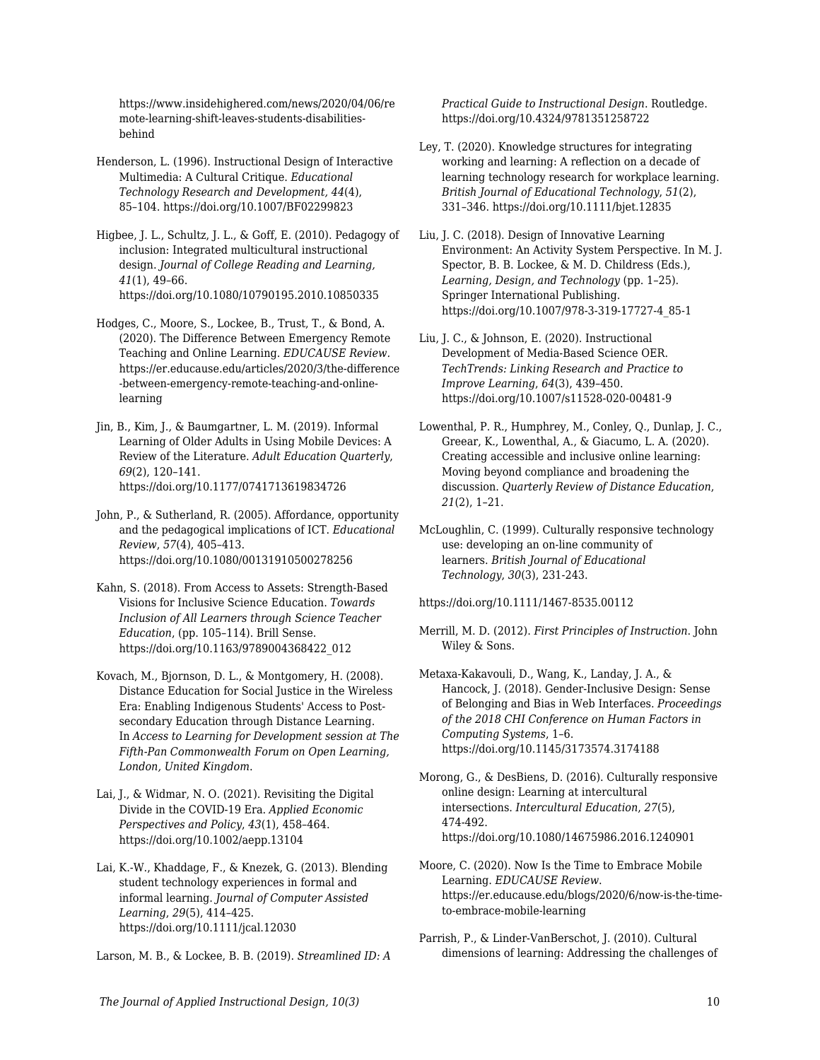https://www.insidehighered.com/news/2020/04/06/remote-learning-shift-leaves-students-disabilities-behind

Henderson, L. (1996). Instructional Design of Interactive Multimedia: A Cultural Critique. *Educational Technology Research and Development, 44*(4), 85–104. https://doi.org/10.1007/BF02299823

Higbee, J. L., Schultz, J. L., & Goff, E. (2010). Pedagogy of inclusion: Integrated multicultural instructional design. *Journal of College Reading and Learning, 41*(1), 49–66. https://doi.org/10.1080/10790195.2010.10850335

Hodges, C., Moore, S., Lockee, B., Trust, T., & Bond, A. (2020). The Difference Between Emergency Remote Teaching and Online Learning. *EDUCAUSE Review.* https://er.educause.edu/articles/2020/3/the-difference-between-emergency-remote-teaching-and-online-learning

Jin, B., Kim, J., & Baumgartner, L. M. (2019). Informal Learning of Older Adults in Using Mobile Devices: A Review of the Literature. *Adult Education Quarterly*, *69*(2), 120–141. https://doi.org/10.1177/0741713619834726

John, P., & Sutherland, R. (2005). Affordance, opportunity and the pedagogical implications of ICT. *Educational Review*, *57*(4), 405–413. https://doi.org/10.1080/00131910500278256

Kahn, S. (2018). From Access to Assets: Strength-Based Visions for Inclusive Science Education. *Towards Inclusion of All Learners through Science Teacher Education*, (pp. 105–114). Brill Sense. https://doi.org/10.1163/9789004368422_012

Kovach, M., Bjornson, D. L., & Montgomery, H. (2008). Distance Education for Social Justice in the Wireless Era: Enabling Indigenous Students' Access to Post-secondary Education through Distance Learning. In *Access to Learning for Development session at The Fifth-Pan Commonwealth Forum on Open Learning, London, United Kingdom*.

Lai, J., & Widmar, N. O. (2021). Revisiting the Digital Divide in the COVID-19 Era. *Applied Economic Perspectives and Policy*, *43*(1), 458–464. https://doi.org/10.1002/aepp.13104

Lai, K.-W., Khaddage, F., & Knezek, G. (2013). Blending student technology experiences in formal and informal learning. *Journal of Computer Assisted Learning*, *29*(5), 414–425. https://doi.org/10.1111/jcal.12030

Larson, M. B., & Lockee, B. B. (2019). *Streamlined ID: A Practical Guide to Instructional Design*. Routledge. https://doi.org/10.4324/9781351258722

Ley, T. (2020). Knowledge structures for integrating working and learning: A reflection on a decade of learning technology research for workplace learning. *British Journal of Educational Technology*, *51*(2), 331–346. https://doi.org/10.1111/bjet.12835

Liu, J. C. (2018). Design of Innovative Learning Environment: An Activity System Perspective. In M. J. Spector, B. B. Lockee, & M. D. Childress (Eds.), *Learning, Design, and Technology* (pp. 1–25). Springer International Publishing. https://doi.org/10.1007/978-3-319-17727-4_85-1

Liu, J. C., & Johnson, E. (2020). Instructional Development of Media-Based Science OER. *TechTrends: Linking Research and Practice to Improve Learning*, *64*(3), 439–450. https://doi.org/10.1007/s11528-020-00481-9

Lowenthal, P. R., Humphrey, M., Conley, Q., Dunlap, J. C., Greear, K., Lowenthal, A., & Giacumo, L. A. (2020). Creating accessible and inclusive online learning: Moving beyond compliance and broadening the discussion. *Quarterly Review of Distance Education*, *21*(2), 1–21.

McLoughlin, C. (1999). Culturally responsive technology use: developing an on-line community of learners. *British Journal of Educational Technology*, *30*(3), 231-243.

https://doi.org/10.1111/1467-8535.00112

Merrill, M. D. (2012). *First Principles of Instruction*. John Wiley & Sons.

Metaxa-Kakavouli, D., Wang, K., Landay, J. A., & Hancock, J. (2018). Gender-Inclusive Design: Sense of Belonging and Bias in Web Interfaces. *Proceedings of the 2018 CHI Conference on Human Factors in Computing Systems*, 1–6. https://doi.org/10.1145/3173574.3174188

Morong, G., & DesBiens, D. (2016). Culturally responsive online design: Learning at intercultural intersections. *Intercultural Education*, *27*(5), 474-492. https://doi.org/10.1080/14675986.2016.1240901

Moore, C. (2020). Now Is the Time to Embrace Mobile Learning. *EDUCAUSE Review*. https://er.educause.edu/blogs/2020/6/now-is-the-time-to-embrace-mobile-learning

Parrish, P., & Linder-VanBerschot, J. (2010). Cultural dimensions of learning: Addressing the challenges of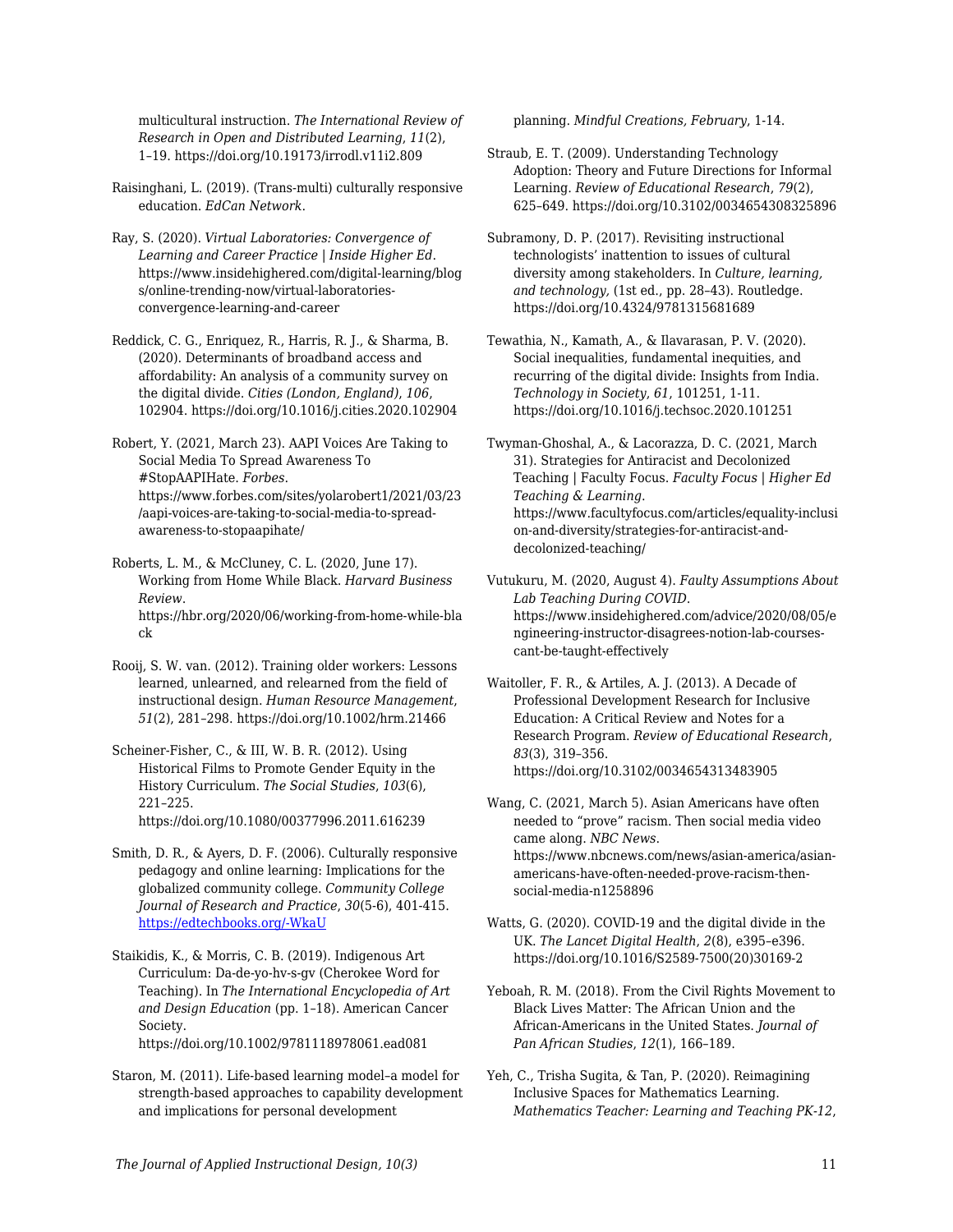multicultural instruction. *The International Review of Research in Open and Distributed Learning*, *11*(2), 1–19. https://doi.org/10.19173/irrodl.v11i2.809

Raisinghani, L. (2019). (Trans-multi) culturally responsive education. *EdCan Network*.

Ray, S. (2020). *Virtual Laboratories: Convergence of Learning and Career Practice | Inside Higher Ed*. https://www.insidehighered.com/digital-learning/blogs/online-trending-now/virtual-laboratories-convergence-learning-and-career

Reddick, C. G., Enriquez, R., Harris, R. J., & Sharma, B. (2020). Determinants of broadband access and affordability: An analysis of a community survey on the digital divide. *Cities (London, England)*, *106*, 102904. https://doi.org/10.1016/j.cities.2020.102904

Robert, Y. (2021, March 23). AAPI Voices Are Taking to Social Media To Spread Awareness To #StopAAPIHate. *Forbes*. https://www.forbes.com/sites/yolarobert1/2021/03/23/aapi-voices-are-taking-to-social-media-to-spread-awareness-to-stopaapihate/

Roberts, L. M., & McCluney, C. L. (2020, June 17). Working from Home While Black. *Harvard Business Review*. https://hbr.org/2020/06/working-from-home-while-black

Rooij, S. W. van. (2012). Training older workers: Lessons learned, unlearned, and relearned from the field of instructional design. *Human Resource Management*, *51*(2), 281–298. https://doi.org/10.1002/hrm.21466

Scheiner-Fisher, C., & III, W. B. R. (2012). Using Historical Films to Promote Gender Equity in the History Curriculum. *The Social Studies*, *103*(6), 221–225. https://doi.org/10.1080/00377996.2011.616239

Smith, D. R., & Ayers, D. F. (2006). Culturally responsive pedagogy and online learning: Implications for the globalized community college. *Community College Journal of Research and Practice*, *30*(5-6), 401-415. [https://edtechbooks.org/-WkaU](https://edtechbooks.org/-WkaU)

Staikidis, K., & Morris, C. B. (2019). Indigenous Art Curriculum: Da-de-yo-hv-s-gv (Cherokee Word for Teaching). In *The International Encyclopedia of Art and Design Education* (pp. 1–18). American Cancer Society. https://doi.org/10.1002/9781118978061.ead081

Staron, M. (2011). Life-based learning model–a model for strength-based approaches to capability development and implications for personal development planning. *Mindful Creations, February*, 1-14.

Straub, E. T. (2009). Understanding Technology Adoption: Theory and Future Directions for Informal Learning. *Review of Educational Research*, *79*(2), 625–649. https://doi.org/10.3102/0034654308325896

Subramony, D. P. (2017). Revisiting instructional technologists' inattention to issues of cultural diversity among stakeholders. In *Culture, learning, and technology*, (1st ed., pp. 28–43). Routledge. https://doi.org/10.4324/9781315681689

Tewathia, N., Kamath, A., & Ilavarasan, P. V. (2020). Social inequalities, fundamental inequities, and recurring of the digital divide: Insights from India. *Technology in Society*, *61*, 101251, 1-11. https://doi.org/10.1016/j.techsoc.2020.101251

Twyman-Ghoshal, A., & Lacorazza, D. C. (2021, March 31). Strategies for Antiracist and Decolonized Teaching | Faculty Focus. *Faculty Focus | Higher Ed Teaching & Learning*. https://www.facultyfocus.com/articles/equality-inclusion-and-diversity/strategies-for-antiracist-and-decolonized-teaching/

Vutukuru, M. (2020, August 4). *Faulty Assumptions About Lab Teaching During COVID*. https://www.insidehighered.com/advice/2020/08/05/engineering-instructor-disagrees-notion-lab-courses-cant-be-taught-effectively

Waitoller, F. R., & Artiles, A. J. (2013). A Decade of Professional Development Research for Inclusive Education: A Critical Review and Notes for a Research Program. *Review of Educational Research*, *83*(3), 319–356. https://doi.org/10.3102/0034654313483905

Wang, C. (2021, March 5). Asian Americans have often needed to "prove" racism. Then social media video came along. *NBC News*. https://www.nbcnews.com/news/asian-america/asian-americans-have-often-needed-prove-racism-then-social-media-n1258896

Watts, G. (2020). COVID-19 and the digital divide in the UK. *The Lancet Digital Health*, *2*(8), e395–e396. https://doi.org/10.1016/S2589-7500(20)30169-2

Yeboah, R. M. (2018). From the Civil Rights Movement to Black Lives Matter: The African Union and the African-Americans in the United States. *Journal of Pan African Studies*, *12*(1), 166–189.

Yeh, C., Trisha Sugita, & Tan, P. (2020). Reimagining Inclusive Spaces for Mathematics Learning. *Mathematics Teacher: Learning and Teaching PK-12*,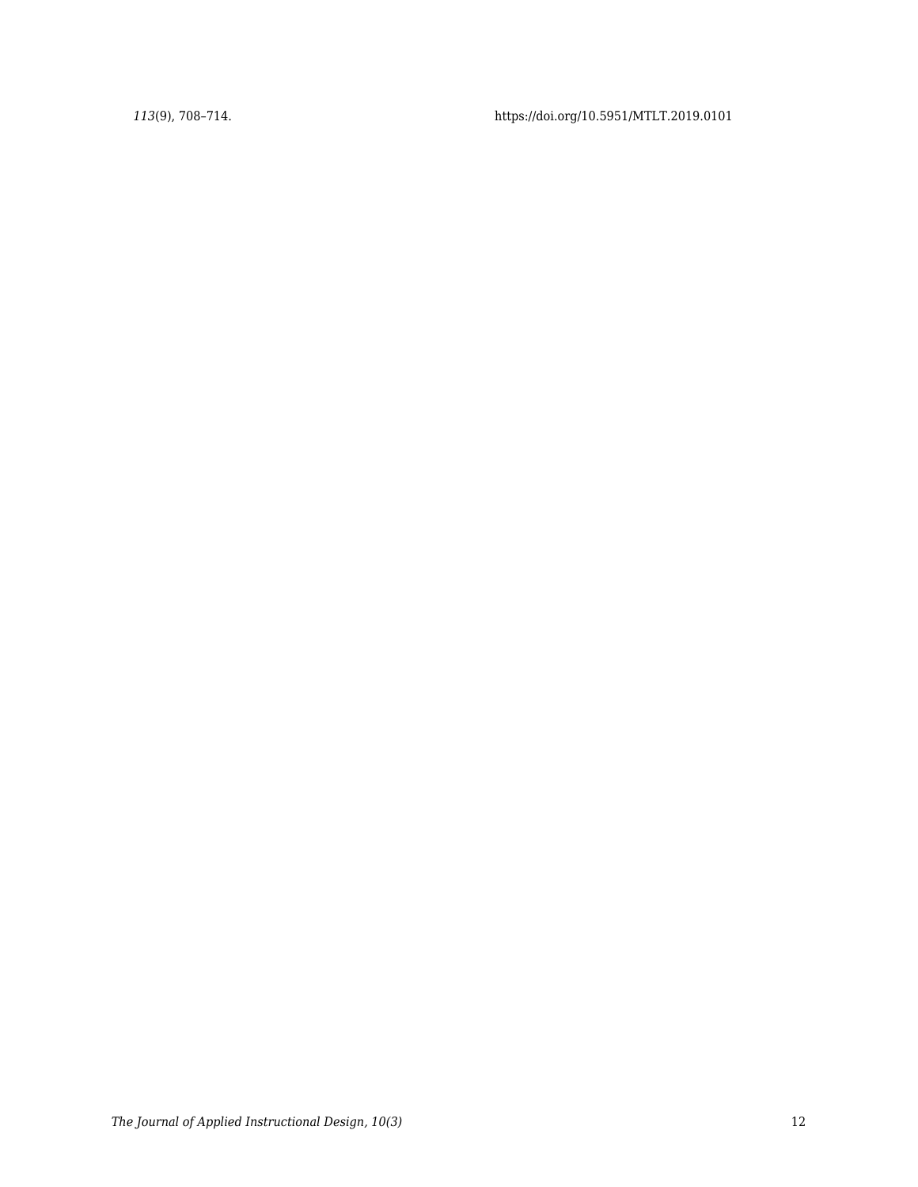*113*(9), 708–714. https://doi.org/10.5951/MTLT.2019.0101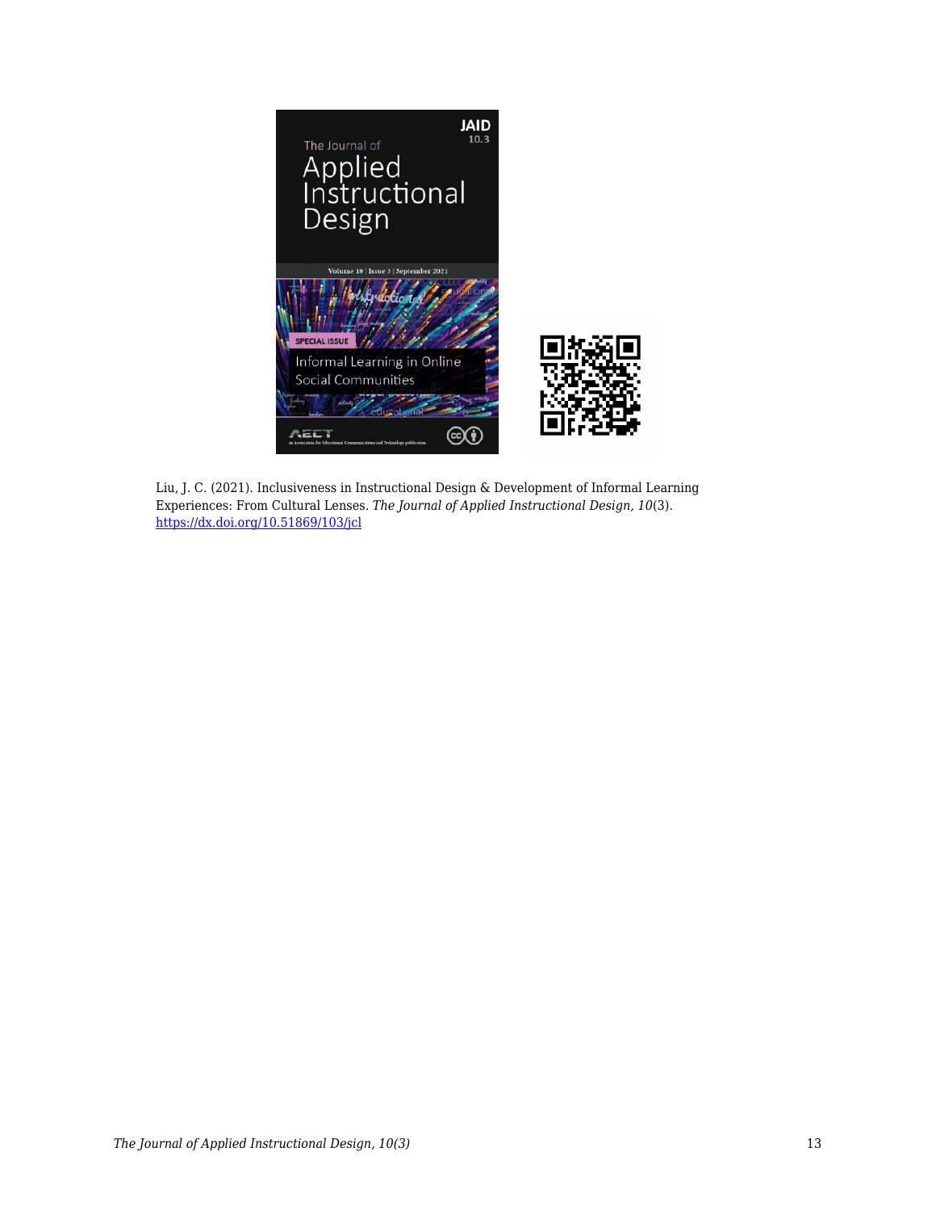Liu, J. C. (2021). Inclusiveness in Instructional Design & Development of Informal Learning Experiences: From Cultural Lenses. *The Journal of Applied Instructional Design, 10*(3). https://dx.doi.org/10.51869/103/jcl